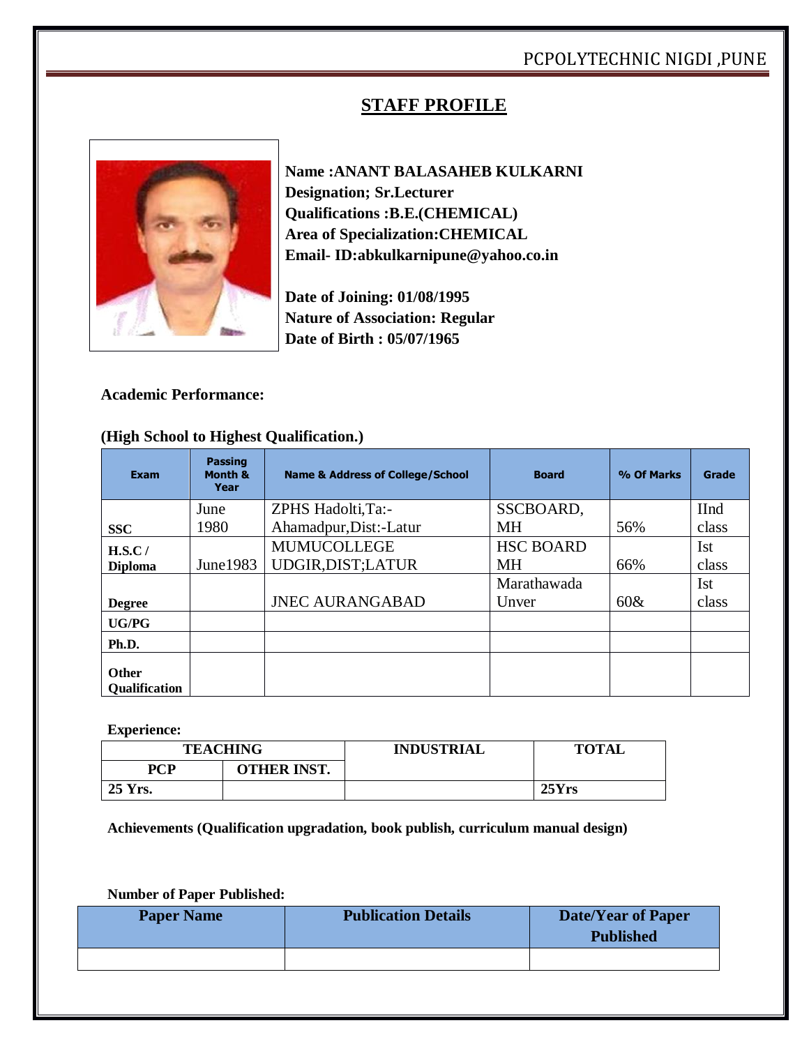## STAFF PROFILE

**Name :ANANT BALASAHEB KULKARNI**
**Designation; Sr.Lecturer**
**Qualifications :B.E.(CHEMICAL)**
**Area of Specialization:CHEMICAL**
**Email- ID:abkulkarnipune@yahoo.co.in**

**Date of Joining: 01/08/1995**
**Nature of Association: Regular**
**Date of Birth : 05/07/1965**

**Academic Performance:**

**(High School to Highest Qualification.)**

| Exam | Passing Month & Year | Name & Address of College/School | Board | % Of Marks | Grade |
|---|---|---|---|---|---|
| **SSC** | June 1980 | ZPHS Hadolti,Ta:- Ahamadpur,Dist:-Latur | SSCBOARD, MH | 56% | IInd class |
| **H.S.C / Diploma** | June1983 | MUMUCOLLEGE UDGIR,DIST;LATUR | HSC BOARD MH | 66% | Ist class |
| **Degree** | | JNEC AURANGABAD | Marathawada Unver | 60& | Ist class |
| **UG/PG** | | | | | |
| **Ph.D.** | | | | | |
| **Other Qualification** | | | | | |

**Experience:**

| TEACHING | | INDUSTRIAL | TOTAL |
|---|---|---|---|
| **PCP** | **OTHER INST.** | | |
| **25 Yrs.** | | | **25Yrs** |

**Achievements (Qualification upgradation, book publish, curriculum manual design)**

**Number of Paper Published:**

| Paper Name | Publication Details | Date/Year of Paper Published |
|---|---|---|
| | | |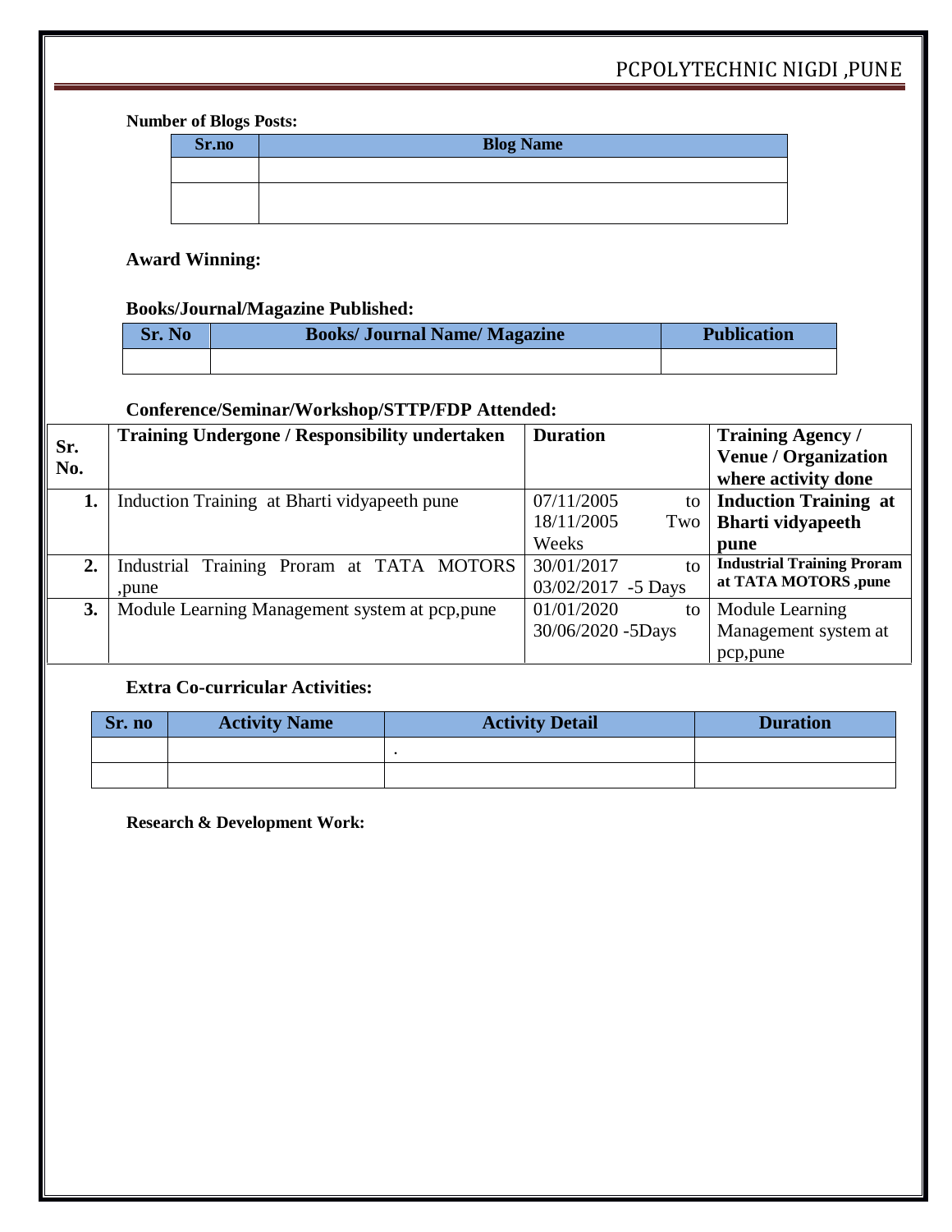**Number of Blogs Posts:**

| Sr.no | Blog Name |
|---|---|
| | |
| | |

**Award Winning:**

**Books/Journal/Magazine Published:**

| Sr. No | Books/ Journal Name/ Magazine | Publication |
|---|---|---|
| | | |

**Conference/Seminar/Workshop/STTP/FDP Attended:**

| Sr. No. | Training Undergone / Responsibility undertaken | Duration | Training Agency / Venue / Organization where activity done |
|---|---|---|---|
| **1.** | Induction Training at Bharti vidyapeeth pune | 07/11/2005 to 18/11/2005 Two Weeks | **Induction Training at Bharti vidyapeeth pune** |
| **2.** | Industrial Training Proram at TATA MOTORS ,pune | 30/01/2017 to 03/02/2017 -5 Days | **Industrial Training Proram at TATA MOTORS ,pune** |
| **3.** | Module Learning Management system at pcp,pune | 01/01/2020 to 30/06/2020 -5Days | Module Learning Management system at pcp,pune |

**Extra Co-curricular Activities:**

| Sr. no | Activity Name | Activity Detail | Duration |
|---|---|---|---|
| | | . | |
| | | | |

**Research & Development Work:**